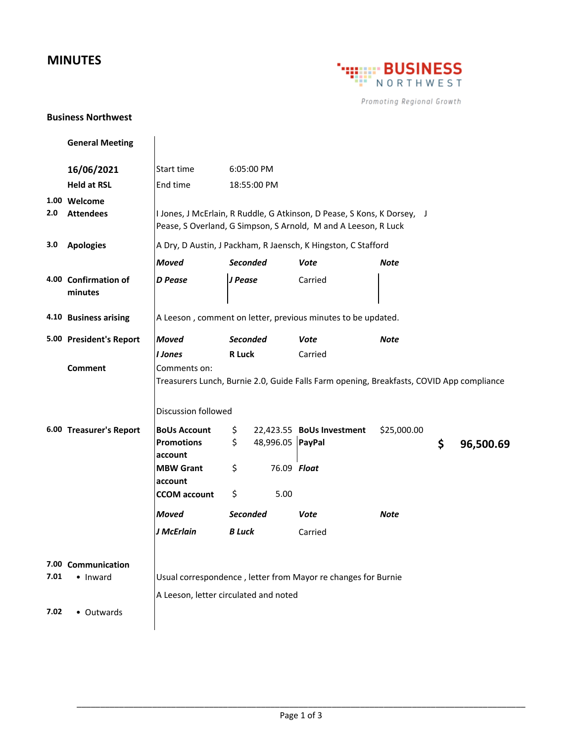# MINUTES

BUSINESS NORTHWEST

*Promoting Regional Growth*

**Business Northwest**

**General Meeting**

| | | | | | |
|---|---|---|---|---|---|
| | **16/06/2021** | Start time | 6:05:00 PM | | |
| | **Held at RSL** | End time | 18:55:00 PM | | |
| **1.00** | **Welcome** | | | | |
| **2.0** | **Attendees** | I Jones, J McErlain, R Ruddle, G Atkinson, D Pease, S Kons, K Dorsey, J Pease, S Overland, G Simpson, S Arnold, M and A Leeson, R Luck | | | |
| **3.0** | **Apologies** | A Dry, D Austin, J Packham, R Jaensch, K Hingston, C Stafford | | | |
| | | ***Moved*** | ***Seconded*** | ***Vote*** | ***Note*** |
| **4.00** | **Confirmation of minutes** | ***D Pease*** | ***J Pease*** | Carried | |
| **4.10** | **Business arising** | A Leeson , comment on letter, previous minutes to be updated. | | | |
| **5.00** | **President's Report** | ***Moved*** | ***Seconded*** | ***Vote*** | ***Note*** |
| | | ***I Jones*** | **R Luck** | Carried | |
| | **Comment** | Comments on: Treasurers Lunch, Burnie 2.0, Guide Falls Farm opening, Breakfasts, COVID App compliance | | | |
| | | Discussion followed | | | |

**6.00 Treasurer's Report**

| | | | | |
|---|---|---|---|---|
| **BoUs Account** | $ 22,423.55 | **BoUs Investment** | $25,000.00 | |
| **Promotions account** | $ 48,996.05 | **PayPal** | | **$ 96,500.69** |
| **MBW Grant account** | $ 76.09 | ***Float*** | | |
| **CCOM account** | $ 5.00 | | | |

| ***Moved*** | ***Seconded*** | ***Vote*** | ***Note*** |
|---|---|---|---|
| ***J McErlain*** | ***B Luck*** | Carried | |

**7.00 Communication**

**7.01** • Inward — Usual correspondence , letter from Mayor re changes for Burnie

A Leeson, letter circulated and noted

**7.02** • Outwards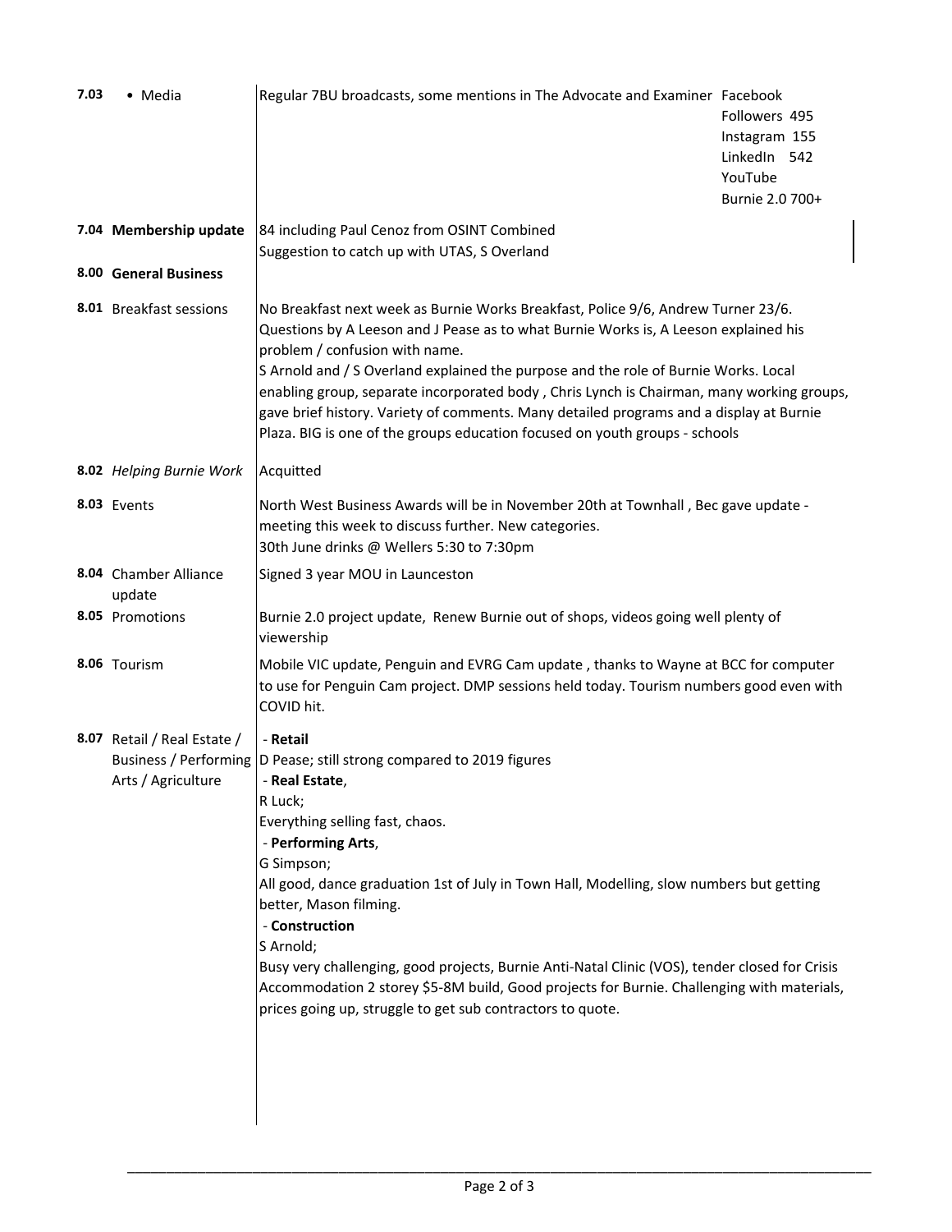| | | |
|---|---|---|
| **7.03** | • Media | Regular 7BU broadcasts, some mentions in The Advocate and Examiner Facebook Followers 495<br>Instagram 155<br>LinkedIn 542<br>YouTube<br>Burnie 2.0 700+ |
| **7.04** | **Membership update** | 84 including Paul Cenoz from OSINT Combined<br>Suggestion to catch up with UTAS, S Overland |
| **8.00** | **General Business** | |
| **8.01** | Breakfast sessions | No Breakfast next week as Burnie Works Breakfast, Police 9/6, Andrew Turner 23/6.<br>Questions by A Leeson and J Pease as to what Burnie Works is, A Leeson explained his problem / confusion with name.<br>S Arnold and / S Overland explained the purpose and the role of Burnie Works. Local enabling group, separate incorporated body , Chris Lynch is Chairman, many working groups, gave brief history. Variety of comments. Many detailed programs and a display at Burnie Plaza. BIG is one of the groups education focused on youth groups - schools |
| **8.02** | *Helping Burnie Work* | Acquitted |
| **8.03** | Events | North West Business Awards will be in November 20th at Townhall , Bec gave update - meeting this week to discuss further. New categories.<br>30th June drinks @ Wellers 5:30 to 7:30pm |
| **8.04** | Chamber Alliance update | Signed 3 year MOU in Launceston |
| **8.05** | Promotions | Burnie 2.0 project update, Renew Burnie out of shops, videos going well plenty of viewership |
| **8.06** | Tourism | Mobile VIC update, Penguin and EVRG Cam update , thanks to Wayne at BCC for computer to use for Penguin Cam project. DMP sessions held today. Tourism numbers good even with COVID hit. |
| **8.07** | Retail / Real Estate / Business / Performing Arts / Agriculture | - **Retail**<br>D Pease; still strong compared to 2019 figures<br>- **Real Estate**,<br>R Luck;<br>Everything selling fast, chaos.<br>- **Performing Arts**,<br>G Simpson;<br>All good, dance graduation 1st of July in Town Hall, Modelling, slow numbers but getting better, Mason filming.<br>- **Construction**<br>S Arnold;<br>Busy very challenging, good projects, Burnie Anti-Natal Clinic (VOS), tender closed for Crisis Accommodation 2 storey $5-8M build, Good projects for Burnie. Challenging with materials, prices going up, struggle to get sub contractors to quote. |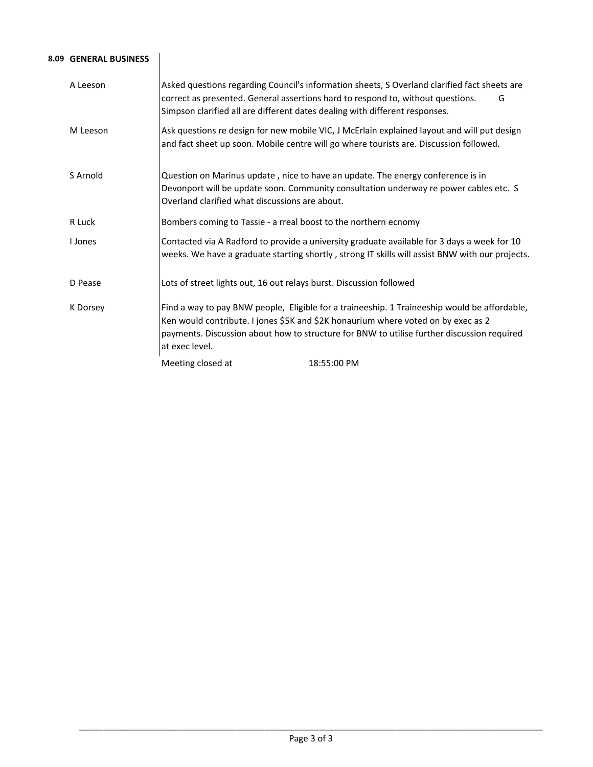## 8.09 GENERAL BUSINESS

| | |
|---|---|
| A Leeson | Asked questions regarding Council's information sheets, S Overland clarified fact sheets are correct as presented. General assertions hard to respond to, without questions. G Simpson clarified all are different dates dealing with different responses. |
| M Leeson | Ask questions re design for new mobile VIC, J McErlain explained layout and will put design and fact sheet up soon. Mobile centre will go where tourists are. Discussion followed. |
| S Arnold | Question on Marinus update , nice to have an update. The energy conference is in Devonport will be update soon. Community consultation underway re power cables etc. S Overland clarified what discussions are about. |
| R Luck | Bombers coming to Tassie - a rreal boost to the northern ecnomy |
| I Jones | Contacted via A Radford to provide a university graduate available for 3 days a week for 10 weeks. We have a graduate starting shortly , strong IT skills will assist BNW with our projects. |
| D Pease | Lots of street lights out, 16 out relays burst. Discussion followed |
| K Dorsey | Find a way to pay BNW people, Eligible for a traineeship. 1 Traineeship would be affordable, Ken would contribute. I jones $5K and $2K honaurium where voted on by exec as 2 payments. Discussion about how to structure for BNW to utilise further discussion required at exec level. |
| | Meeting closed at 18:55:00 PM |